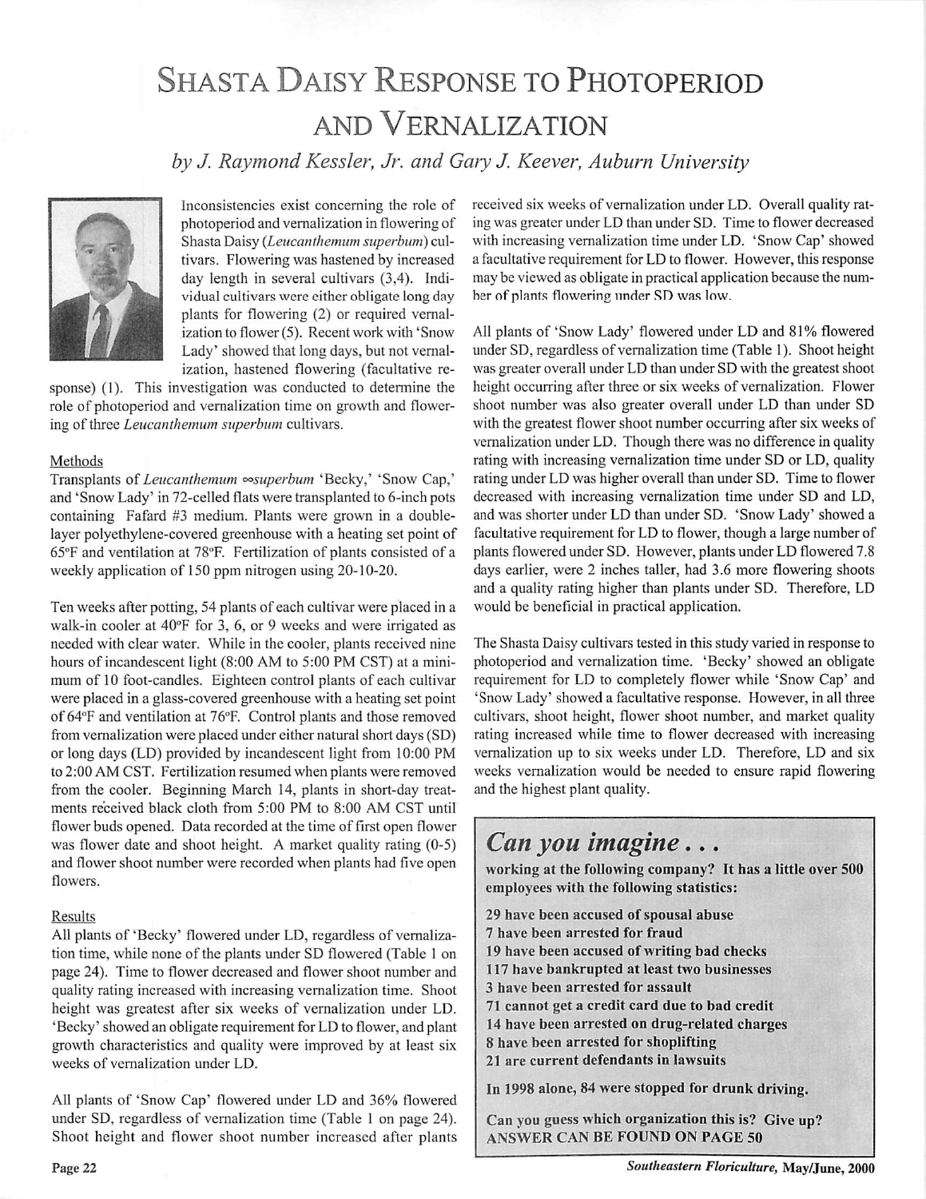# SHASTA DAISY RESPONSE TO PHOTOPERIOD AND VERNALIZATION

*by J. Raymond Kessler, Jr. and Gary J. Keever, Auburn University*

Inconsistencies exist concerning the role of photoperiod and vernalization in flowering of Shasta Daisy (*Leucanthemum superbum*) cultivars. Flowering was hastened by increased day length in several cultivars (3,4). Individual cultivars were either obligate long day plants for flowering (2) or required vernalization to flower (5). Recent work with 'Snow Lady' showed that long days, but not vernalization, hastened flowering (facultative response) (1). This investigation was conducted to determine the role of photoperiod and vernalization time on growth and flowering of three *Leucanthemum superbum* cultivars.

## Methods

Transplants of *Leucanthemum ∞superbum* 'Becky,' 'Snow Cap,' and 'Snow Lady' in 72-celled flats were transplanted to 6-inch pots containing Fafard #3 medium. Plants were grown in a double-layer polyethylene-covered greenhouse with a heating set point of 65°F and ventilation at 78°F. Fertilization of plants consisted of a weekly application of 150 ppm nitrogen using 20-10-20.

Ten weeks after potting, 54 plants of each cultivar were placed in a walk-in cooler at 40°F for 3, 6, or 9 weeks and were irrigated as needed with clear water. While in the cooler, plants received nine hours of incandescent light (8:00 AM to 5:00 PM CST) at a minimum of 10 foot-candles. Eighteen control plants of each cultivar were placed in a glass-covered greenhouse with a heating set point of 64°F and ventilation at 76°F. Control plants and those removed from vernalization were placed under either natural short days (SD) or long days (LD) provided by incandescent light from 10:00 PM to 2:00 AM CST. Fertilization resumed when plants were removed from the cooler. Beginning March 14, plants in short-day treatments received black cloth from 5:00 PM to 8:00 AM CST until flower buds opened. Data recorded at the time of first open flower was flower date and shoot height. A market quality rating (0-5) and flower shoot number were recorded when plants had five open flowers.

## Results

All plants of 'Becky' flowered under LD, regardless of vernalization time, while none of the plants under SD flowered (Table 1 on page 24). Time to flower decreased and flower shoot number and quality rating increased with increasing vernalization time. Shoot height was greatest after six weeks of vernalization under LD. 'Becky' showed an obligate requirement for LD to flower, and plant growth characteristics and quality were improved by at least six weeks of vernalization under LD.

All plants of 'Snow Cap' flowered under LD and 36% flowered under SD, regardless of vernalization time (Table 1 on page 24). Shoot height and flower shoot number increased after plants received six weeks of vernalization under LD. Overall quality rating was greater under LD than under SD. Time to flower decreased with increasing vernalization time under LD. 'Snow Cap' showed a facultative requirement for LD to flower. However, this response may be viewed as obligate in practical application because the number of plants flowering under SD was low.

All plants of 'Snow Lady' flowered under LD and 81% flowered under SD, regardless of vernalization time (Table 1). Shoot height was greater overall under LD than under SD with the greatest shoot height occurring after three or six weeks of vernalization. Flower shoot number was also greater overall under LD than under SD with the greatest flower shoot number occurring after six weeks of vernalization under LD. Though there was no difference in quality rating with increasing vernalization time under SD or LD, quality rating under LD was higher overall than under SD. Time to flower decreased with increasing vernalization time under SD and LD, and was shorter under LD than under SD. 'Snow Lady' showed a facultative requirement for LD to flower, though a large number of plants flowered under SD. However, plants under LD flowered 7.8 days earlier, were 2 inches taller, had 3.6 more flowering shoots and a quality rating higher than plants under SD. Therefore, LD would be beneficial in practical application.

The Shasta Daisy cultivars tested in this study varied in response to photoperiod and vernalization time. 'Becky' showed an obligate requirement for LD to completely flower while 'Snow Cap' and 'Snow Lady' showed a facultative response. However, in all three cultivars, shoot height, flower shoot number, and market quality rating increased while time to flower decreased with increasing vernalization up to six weeks under LD. Therefore, LD and six weeks vernalization would be needed to ensure rapid flowering and the highest plant quality.

---

## *Can you imagine . . .*

**working at the following company? It has a little over 500 employees with the following statistics:**

**29 have been accused of spousal abuse**
**7 have been arrested for fraud**
**19 have been accused of writing bad checks**
**117 have bankrupted at least two businesses**
**3 have been arrested for assault**
**71 cannot get a credit card due to bad credit**
**14 have been arrested on drug-related charges**
**8 have been arrested for shoplifting**
**21 are current defendants in lawsuits**

**In 1998 alone, 84 were stopped for drunk driving.**

**Can you guess which organization this is? Give up? ANSWER CAN BE FOUND ON PAGE 50**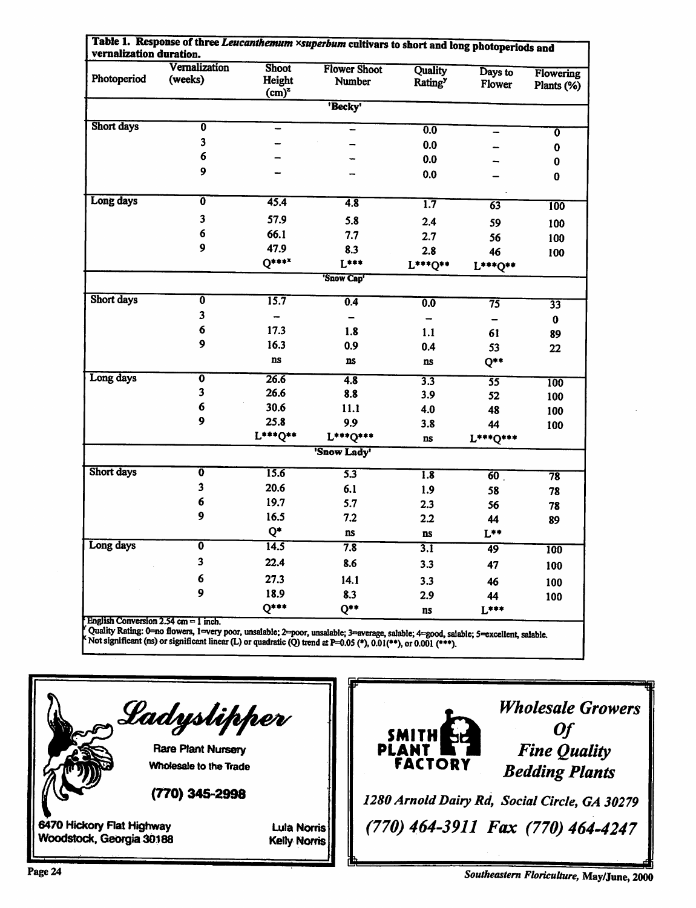**Table 1. Response of three *Leucanthemum ×superbum* cultivars to short and long photoperiods and vernalization duration.**

| Photoperiod | Vernalization (weeks) | Shoot Height (cm)[z] | Flower Shoot Number | Quality Rating[y] | Days to Flower | Flowering Plants (%) |
|---|---|---|---|---|---|---|
| | | | **'Becky'** | | | |
| Short days | 0 | – | – | 0.0 | – | 0 |
| | 3 | – | – | 0.0 | – | 0 |
| | 6 | – | – | 0.0 | – | 0 |
| | 9 | – | – | 0.0 | – | 0 |
| Long days | 0 | 45.4 | 4.8 | 1.7 | 63 | 100 |
| | 3 | 57.9 | 5.8 | 2.4 | 59 | 100 |
| | 6 | 66.1 | 7.7 | 2.7 | 56 | 100 |
| | 9 | 47.9 | 8.3 | 2.8 | 46 | 100 |
| | | Q***[x] | L*** | L***Q** | L***Q** | |
| | | | **'Snow Cap'** | | | |
| Short days | 0 | 15.7 | 0.4 | 0.0 | 75 | 33 |
| | 3 | – | – | – | – | 0 |
| | 6 | 17.3 | 1.8 | 1.1 | 61 | 89 |
| | 9 | 16.3 | 0.9 | 0.4 | 53 | 22 |
| | | ns | ns | ns | Q** | |
| Long days | 0 | 26.6 | 4.8 | 3.3 | 55 | 100 |
| | 3 | 26.6 | 8.8 | 3.9 | 52 | 100 |
| | 6 | 30.6 | 11.1 | 4.0 | 48 | 100 |
| | 9 | 25.8 | 9.9 | 3.8 | 44 | 100 |
| | | L***Q** | L***Q*** | ns | L***Q*** | |
| | | | **'Snow Lady'** | | | |
| Short days | 0 | 15.6 | 5.3 | 1.8 | 60 | 78 |
| | 3 | 20.6 | 6.1 | 1.9 | 58 | 78 |
| | 6 | 19.7 | 5.7 | 2.3 | 56 | 78 |
| | 9 | 16.5 | 7.2 | 2.2 | 44 | 89 |
| | | Q* | ns | ns | L** | |
| Long days | 0 | 14.5 | 7.8 | 3.1 | 49 | 100 |
| | 3 | 22.4 | 8.6 | 3.3 | 47 | 100 |
| | 6 | 27.3 | 14.1 | 3.3 | 46 | 100 |
| | 9 | 18.9 | 8.3 | 2.9 | 44 | 100 |
| | | Q*** | Q** | ns | L*** | |

[z] English Conversion 2.54 cm = 1 inch.
[y] Quality Rating: 0=no flowers, 1=very poor, unsalable; 2=poor, unsalable; 3=average, salable; 4=good, salable; 5=excellent, salable.
[x] Not significant (ns) or significant linear (L) or quadratic (Q) trend at P=0.05 (*), 0.01(**), or 0.001 (***).

**Ladyslipper**
Rare Plant Nursery
Wholesale to the Trade
(770) 345-2998
6470 Hickory Flat Highway
Woodstock, Georgia 30188
Lula Norris
Kelly Norris

**SMITH PLANT FACTORY**
*Wholesale Growers Of Fine Quality Bedding Plants*
*1280 Arnold Dairy Rd, Social Circle, GA 30279*
*(770) 464-3911 Fax (770) 464-4247*